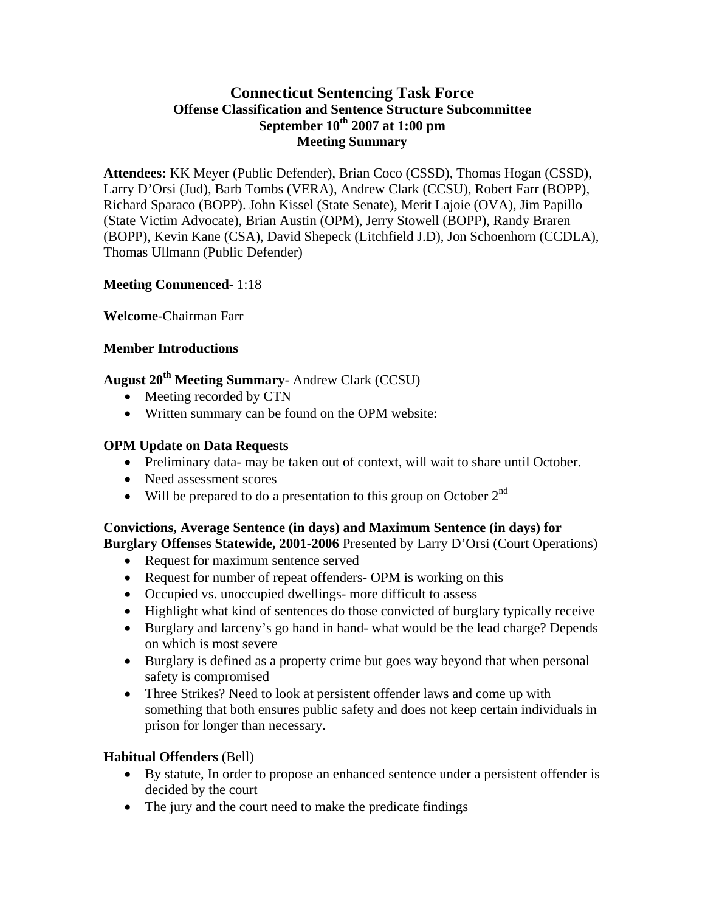# Connecticut Sentencing Task Force
## Offense Classification and Sentence Structure Subcommittee
## September 10th 2007 at 1:00 pm
## Meeting Summary

**Attendees:** KK Meyer (Public Defender), Brian Coco (CSSD), Thomas Hogan (CSSD), Larry D'Orsi (Jud), Barb Tombs (VERA), Andrew Clark (CCSU), Robert Farr (BOPP), Richard Sparaco (BOPP). John Kissel (State Senate), Merit Lajoie (OVA), Jim Papillo (State Victim Advocate), Brian Austin (OPM), Jerry Stowell (BOPP), Randy Braren (BOPP), Kevin Kane (CSA), David Shepeck (Litchfield J.D), Jon Schoenhorn (CCDLA), Thomas Ullmann (Public Defender)

**Meeting Commenced**- 1:18

**Welcome**-Chairman Farr

**Member Introductions**

**August 20th Meeting Summary**- Andrew Clark (CCSU)

- Meeting recorded by CTN
- Written summary can be found on the OPM website:

**OPM Update on Data Requests**

- Preliminary data- may be taken out of context, will wait to share until October.
- Need assessment scores
- Will be prepared to do a presentation to this group on October 2nd

**Convictions, Average Sentence (in days) and Maximum Sentence (in days) for Burglary Offenses Statewide, 2001-2006** Presented by Larry D'Orsi (Court Operations)

- Request for maximum sentence served
- Request for number of repeat offenders- OPM is working on this
- Occupied vs. unoccupied dwellings- more difficult to assess
- Highlight what kind of sentences do those convicted of burglary typically receive
- Burglary and larceny's go hand in hand- what would be the lead charge? Depends on which is most severe
- Burglary is defined as a property crime but goes way beyond that when personal safety is compromised
- Three Strikes? Need to look at persistent offender laws and come up with something that both ensures public safety and does not keep certain individuals in prison for longer than necessary.

**Habitual Offenders** (Bell)

- By statute, In order to propose an enhanced sentence under a persistent offender is decided by the court
- The jury and the court need to make the predicate findings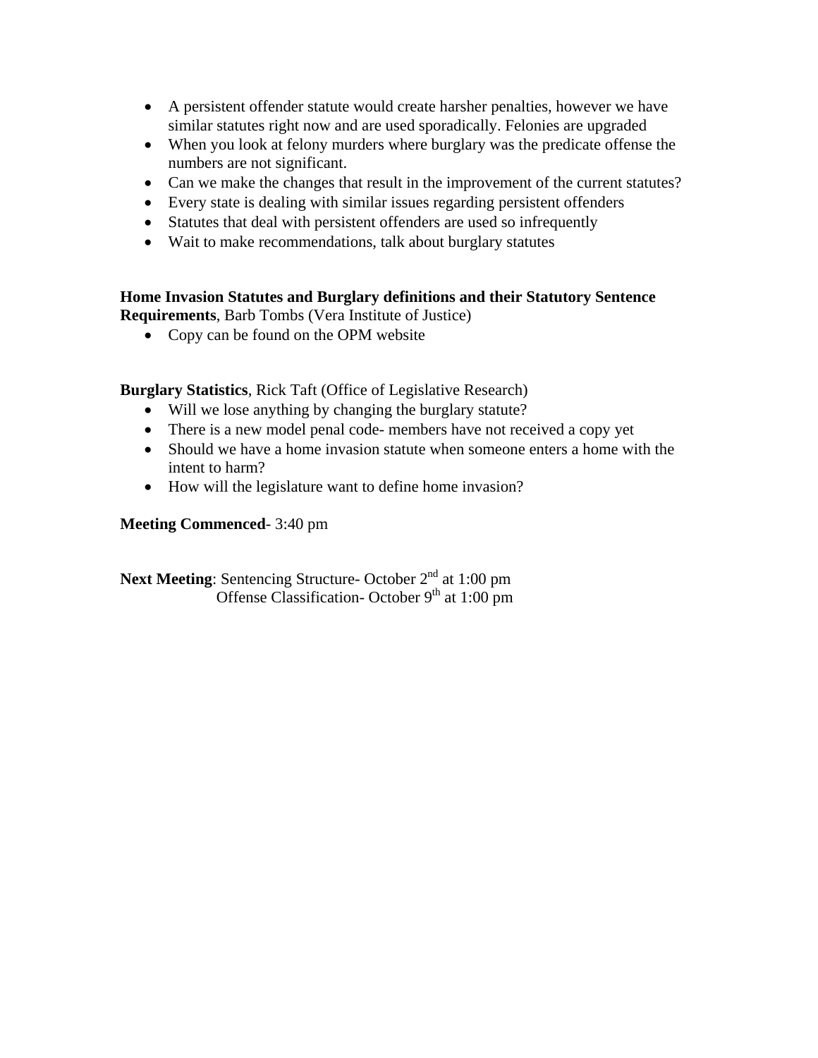- A persistent offender statute would create harsher penalties, however we have similar statutes right now and are used sporadically. Felonies are upgraded
- When you look at felony murders where burglary was the predicate offense the numbers are not significant.
- Can we make the changes that result in the improvement of the current statutes?
- Every state is dealing with similar issues regarding persistent offenders
- Statutes that deal with persistent offenders are used so infrequently
- Wait to make recommendations, talk about burglary statutes

**Home Invasion Statutes and Burglary definitions and their Statutory Sentence Requirements**, Barb Tombs (Vera Institute of Justice)

- Copy can be found on the OPM website

**Burglary Statistics**, Rick Taft (Office of Legislative Research)

- Will we lose anything by changing the burglary statute?
- There is a new model penal code- members have not received a copy yet
- Should we have a home invasion statute when someone enters a home with the intent to harm?
- How will the legislature want to define home invasion?

**Meeting Commenced**- 3:40 pm

**Next Meeting**: Sentencing Structure- October 2nd at 1:00 pm
Offense Classification- October 9th at 1:00 pm